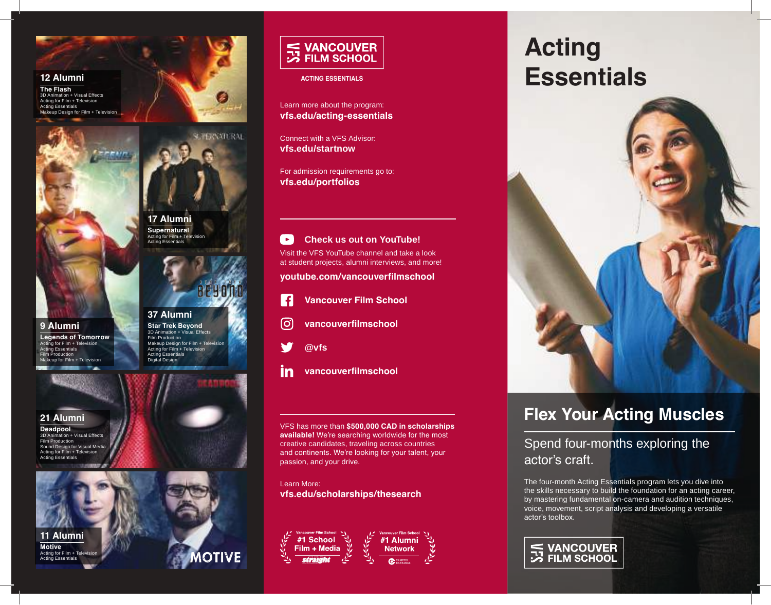## 12 Alumni

**The Flash**
3D Animation + Visual Effects
Acting for Film + Television
Acting Essentials
Makeup Design for Film + Television

## 17 Alumni

**Supernatural**
Acting for Film + Television
Acting Essentials

## 9 Alumni

**Legends of Tomorrow**
Acting for Film + Television
Acting Essentials
Film Production
Makeup for Film + Television

## 37 Alumni

**Star Trek Beyond**
3D Animation + Visual Effects
Film Production
Makeup Design for Film + Television
Acting for Film + Television
Acting Essentials
Digital Design

## 21 Alumni

**Deadpool**
3D Animation + Visual Effects
Film Production
Sound Design for Visual Media
Acting for Film + Television
Acting Essentials

## 11 Alumni

**Motive**
Acting for Film + Television
Acting Essentials

---

**VANCOUVER FILM SCHOOL**

**ACTING ESSENTIALS**

Learn more about the program:
**vfs.edu/acting-essentials**

Connect with a VFS Advisor:
**vfs.edu/startnow**

For admission requirements go to:
**vfs.edu/portfolios**

**Check us out on YouTube!**

Visit the VFS YouTube channel and take a look at student projects, alumni interviews, and more!

**youtube.com/vancouverfilmschool**

**Vancouver Film School**

**vancouverfilmschool**

**@vfs**

**vancouverfilmschool**

VFS has more than **$500,000 CAD in scholarships available!** We're searching worldwide for the most creative candidates, traveling across countries and continents. We're looking for your talent, your passion, and your drive.

Learn More:
**vfs.edu/scholarships/thesearch**

Vancouver Film School **#1 School Film + Media** – straight

Vancouver Film School **#1 Alumni Network** – Campus Rankings

---

# Acting Essentials

## Flex Your Acting Muscles

Spend four-months exploring the actor's craft.

The four-month Acting Essentials program lets you dive into the skills necessary to build the foundation for an acting career, by mastering fundamental on-camera and audition techniques, voice, movement, script analysis and developing a versatile actor's toolbox.

**VANCOUVER FILM SCHOOL**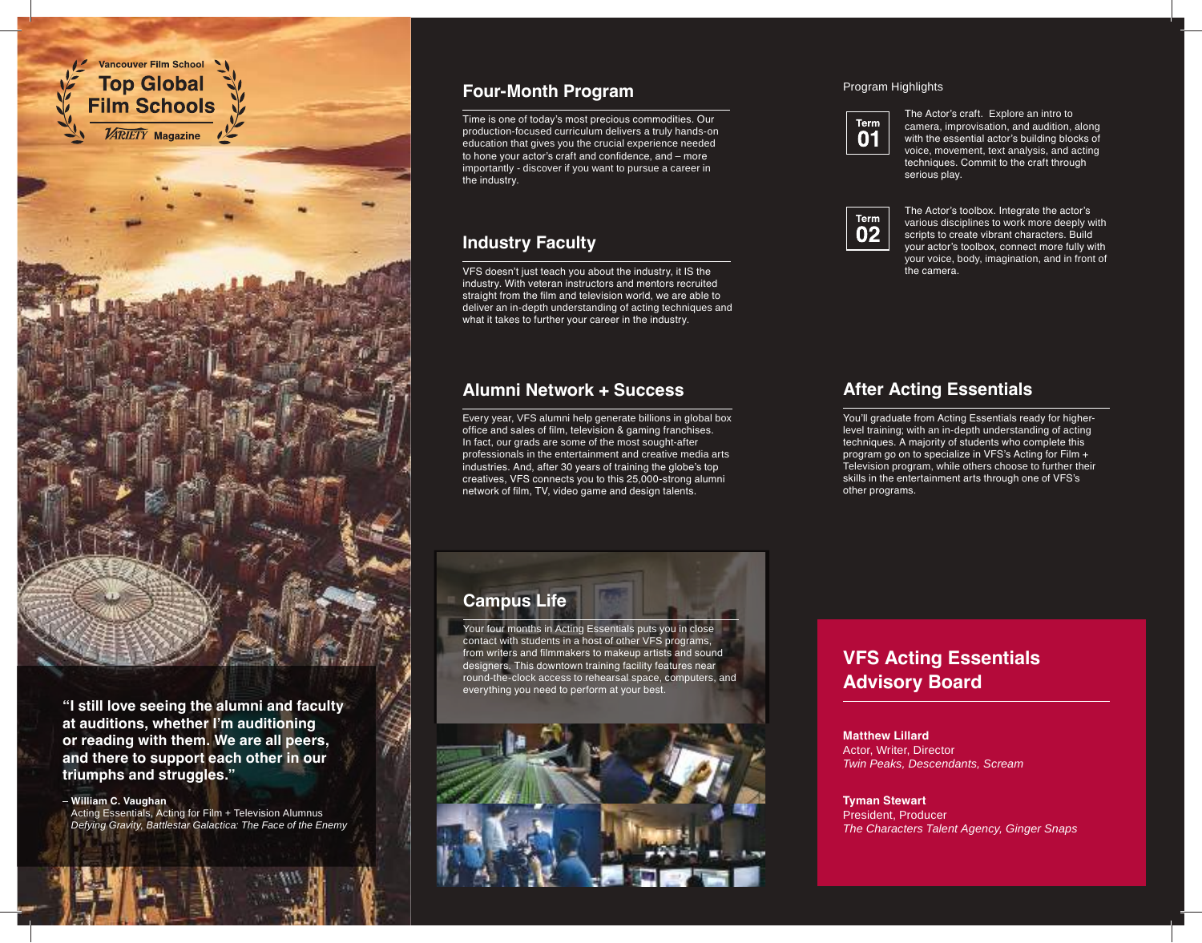Vancouver Film School

**Top Global Film Schools**

*VARIETY* Magazine

**"I still love seeing the alumni and faculty at auditions, whether I'm auditioning or reading with them. We are all peers, and there to support each other in our triumphs and struggles."**

– **William C. Vaughan**
Acting Essentials, Acting for Film + Television Alumnus
*Defying Gravity, Battlestar Galactica: The Face of the Enemy*

## Four-Month Program

Time is one of today's most precious commodities. Our production-focused curriculum delivers a truly hands-on education that gives you the crucial experience needed to hone your actor's craft and confidence, and – more importantly - discover if you want to pursue a career in the industry.

## Industry Faculty

VFS doesn't just teach you about the industry, it IS the industry. With veteran instructors and mentors recruited straight from the film and television world, we are able to deliver an in-depth understanding of acting techniques and what it takes to further your career in the industry.

## Alumni Network + Success

Every year, VFS alumni help generate billions in global box office and sales of film, television & gaming franchises. In fact, our grads are some of the most sought-after professionals in the entertainment and creative media arts industries. And, after 30 years of training the globe's top creatives, VFS connects you to this 25,000-strong alumni network of film, TV, video game and design talents.

## Campus Life

Your four months in Acting Essentials puts you in close contact with students in a host of other VFS programs, from writers and filmmakers to makeup artists and sound designers. This downtown training facility features near round-the-clock access to rehearsal space, computers, and everything you need to perform at your best.

Program Highlights

**Term 01**

The Actor's craft. Explore an intro to camera, improvisation, and audition, along with the essential actor's building blocks of voice, movement, text analysis, and acting techniques. Commit to the craft through serious play.

**Term 02**

The Actor's toolbox. Integrate the actor's various disciplines to work more deeply with scripts to create vibrant characters. Build your actor's toolbox, connect more fully with your voice, body, imagination, and in front of the camera.

## After Acting Essentials

You'll graduate from Acting Essentials ready for higher-level training; with an in-depth understanding of acting techniques. A majority of students who complete this program go on to specialize in VFS's Acting for Film + Television program, while others choose to further their skills in the entertainment arts through one of VFS's other programs.

## VFS Acting Essentials Advisory Board

**Matthew Lillard**
Actor, Writer, Director
*Twin Peaks, Descendants, Scream*

**Tyman Stewart**
President, Producer
*The Characters Talent Agency, Ginger Snaps*